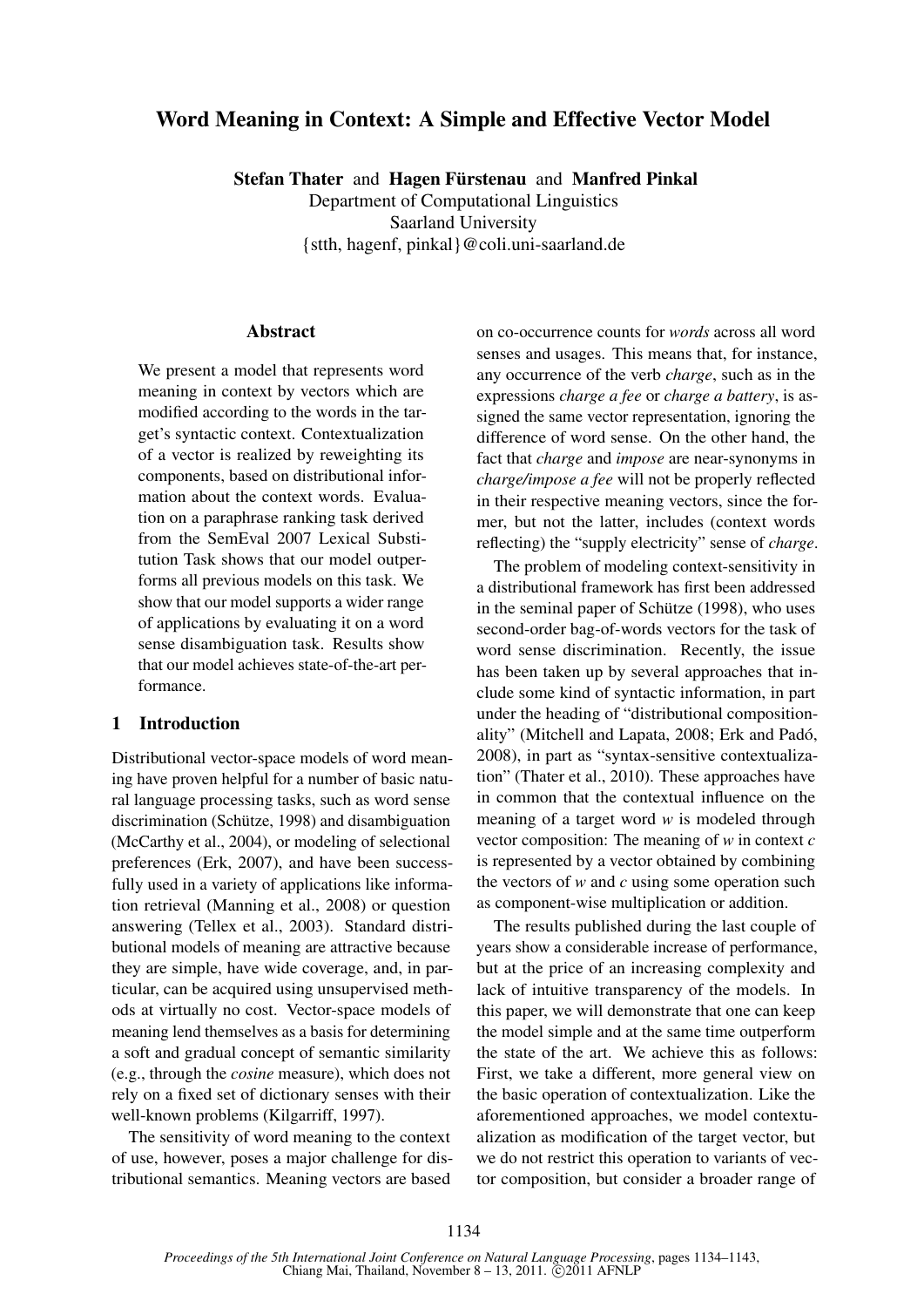# Word Meaning in Context: A Simple and Effective Vector Model

**Stefan Thater** and **Hagen Fürstenau** and **Manfred Pinkal**
Department of Computational Linguistics
Saarland University
{stth, hagenf, pinkal}@coli.uni-saarland.de

## Abstract

We present a model that represents word meaning in context by vectors which are modified according to the words in the target's syntactic context. Contextualization of a vector is realized by reweighting its components, based on distributional information about the context words. Evaluation on a paraphrase ranking task derived from the SemEval 2007 Lexical Substitution Task shows that our model outperforms all previous models on this task. We show that our model supports a wider range of applications by evaluating it on a word sense disambiguation task. Results show that our model achieves state-of-the-art performance.

## 1 Introduction

Distributional vector-space models of word meaning have proven helpful for a number of basic natural language processing tasks, such as word sense discrimination (Schütze, 1998) and disambiguation (McCarthy et al., 2004), or modeling of selectional preferences (Erk, 2007), and have been successfully used in a variety of applications like information retrieval (Manning et al., 2008) or question answering (Tellex et al., 2003). Standard distributional models of meaning are attractive because they are simple, have wide coverage, and, in particular, can be acquired using unsupervised methods at virtually no cost. Vector-space models of meaning lend themselves as a basis for determining a soft and gradual concept of semantic similarity (e.g., through the *cosine* measure), which does not rely on a fixed set of dictionary senses with their well-known problems (Kilgarriff, 1997).

The sensitivity of word meaning to the context of use, however, poses a major challenge for distributional semantics. Meaning vectors are based on co-occurrence counts for *words* across all word senses and usages. This means that, for instance, any occurrence of the verb *charge*, such as in the expressions *charge a fee* or *charge a battery*, is assigned the same vector representation, ignoring the difference of word sense. On the other hand, the fact that *charge* and *impose* are near-synonyms in *charge/impose a fee* will not be properly reflected in their respective meaning vectors, since the former, but not the latter, includes (context words reflecting) the "supply electricity" sense of *charge*.

The problem of modeling context-sensitivity in a distributional framework has first been addressed in the seminal paper of Schütze (1998), who uses second-order bag-of-words vectors for the task of word sense discrimination. Recently, the issue has been taken up by several approaches that include some kind of syntactic information, in part under the heading of "distributional compositionality" (Mitchell and Lapata, 2008; Erk and Padó, 2008), in part as "syntax-sensitive contextualization" (Thater et al., 2010). These approaches have in common that the contextual influence on the meaning of a target word $w$ is modeled through vector composition: The meaning of $w$ in context $c$ is represented by a vector obtained by combining the vectors of $w$ and $c$ using some operation such as component-wise multiplication or addition.

The results published during the last couple of years show a considerable increase of performance, but at the price of an increasing complexity and lack of intuitive transparency of the models. In this paper, we will demonstrate that one can keep the model simple and at the same time outperform the state of the art. We achieve this as follows: First, we take a different, more general view on the basic operation of contextualization. Like the aforementioned approaches, we model contextualization as modification of the target vector, but we do not restrict this operation to variants of vector composition, but consider a broader range of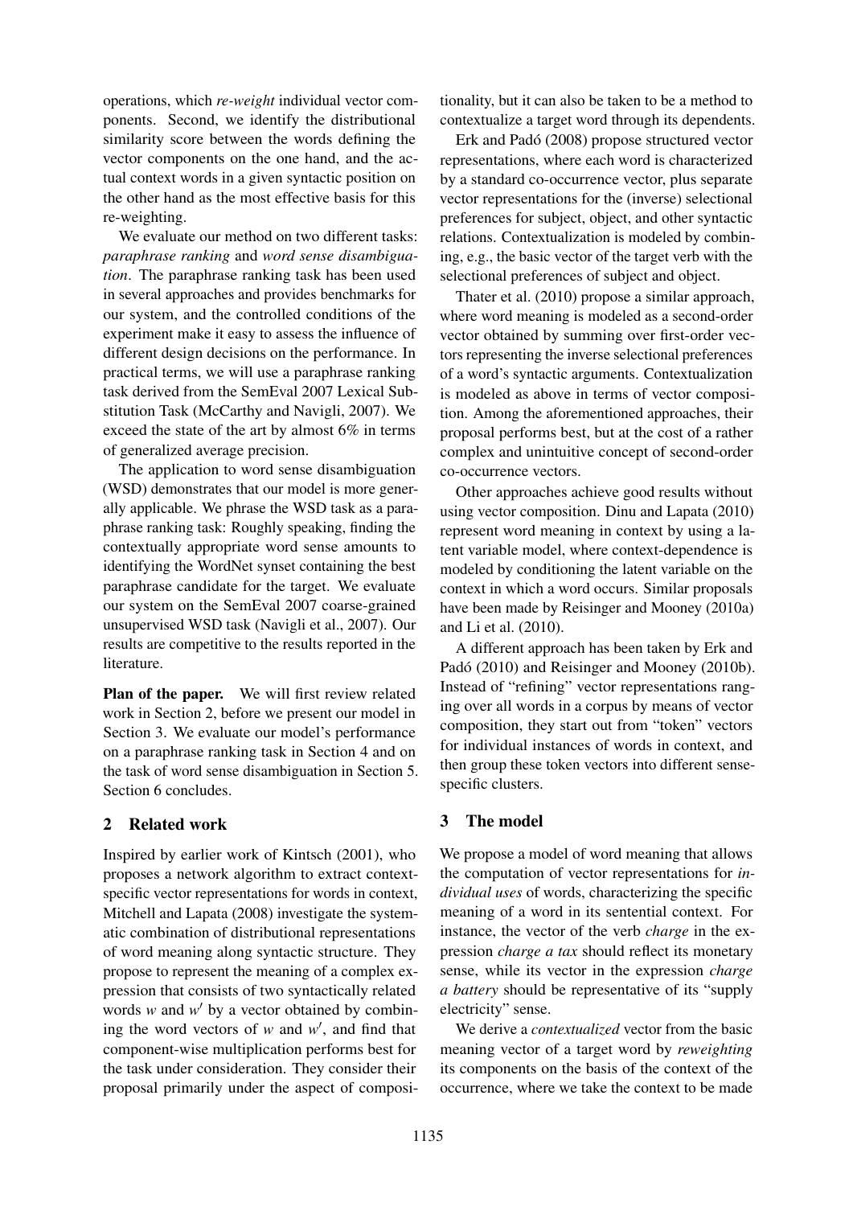operations, which *re-weight* individual vector components. Second, we identify the distributional similarity score between the words defining the vector components on the one hand, and the actual context words in a given syntactic position on the other hand as the most effective basis for this re-weighting.

We evaluate our method on two different tasks: *paraphrase ranking* and *word sense disambiguation*. The paraphrase ranking task has been used in several approaches and provides benchmarks for our system, and the controlled conditions of the experiment make it easy to assess the influence of different design decisions on the performance. In practical terms, we will use a paraphrase ranking task derived from the SemEval 2007 Lexical Substitution Task (McCarthy and Navigli, 2007). We exceed the state of the art by almost 6% in terms of generalized average precision.

The application to word sense disambiguation (WSD) demonstrates that our model is more generally applicable. We phrase the WSD task as a paraphrase ranking task: Roughly speaking, finding the contextually appropriate word sense amounts to identifying the WordNet synset containing the best paraphrase candidate for the target. We evaluate our system on the SemEval 2007 coarse-grained unsupervised WSD task (Navigli et al., 2007). Our results are competitive to the results reported in the literature.

**Plan of the paper.** We will first review related work in Section 2, before we present our model in Section 3. We evaluate our model's performance on a paraphrase ranking task in Section 4 and on the task of word sense disambiguation in Section 5. Section 6 concludes.

## 2 Related work

Inspired by earlier work of Kintsch (2001), who proposes a network algorithm to extract context-specific vector representations for words in context, Mitchell and Lapata (2008) investigate the systematic combination of distributional representations of word meaning along syntactic structure. They propose to represent the meaning of a complex expression that consists of two syntactically related words $w$ and $w'$ by a vector obtained by combining the word vectors of $w$ and $w'$, and find that component-wise multiplication performs best for the task under consideration. They consider their proposal primarily under the aspect of compositionality, but it can also be taken to be a method to contextualize a target word through its dependents.

Erk and Padó (2008) propose structured vector representations, where each word is characterized by a standard co-occurrence vector, plus separate vector representations for the (inverse) selectional preferences for subject, object, and other syntactic relations. Contextualization is modeled by combining, e.g., the basic vector of the target verb with the selectional preferences of subject and object.

Thater et al. (2010) propose a similar approach, where word meaning is modeled as a second-order vector obtained by summing over first-order vectors representing the inverse selectional preferences of a word's syntactic arguments. Contextualization is modeled as above in terms of vector composition. Among the aforementioned approaches, their proposal performs best, but at the cost of a rather complex and unintuitive concept of second-order co-occurrence vectors.

Other approaches achieve good results without using vector composition. Dinu and Lapata (2010) represent word meaning in context by using a latent variable model, where context-dependence is modeled by conditioning the latent variable on the context in which a word occurs. Similar proposals have been made by Reisinger and Mooney (2010a) and Li et al. (2010).

A different approach has been taken by Erk and Padó (2010) and Reisinger and Mooney (2010b). Instead of "refining" vector representations ranging over all words in a corpus by means of vector composition, they start out from "token" vectors for individual instances of words in context, and then group these token vectors into different sense-specific clusters.

## 3 The model

We propose a model of word meaning that allows the computation of vector representations for *individual uses* of words, characterizing the specific meaning of a word in its sentential context. For instance, the vector of the verb *charge* in the expression *charge a tax* should reflect its monetary sense, while its vector in the expression *charge a battery* should be representative of its "supply electricity" sense.

We derive a *contextualized* vector from the basic meaning vector of a target word by *reweighting* its components on the basis of the context of the occurrence, where we take the context to be made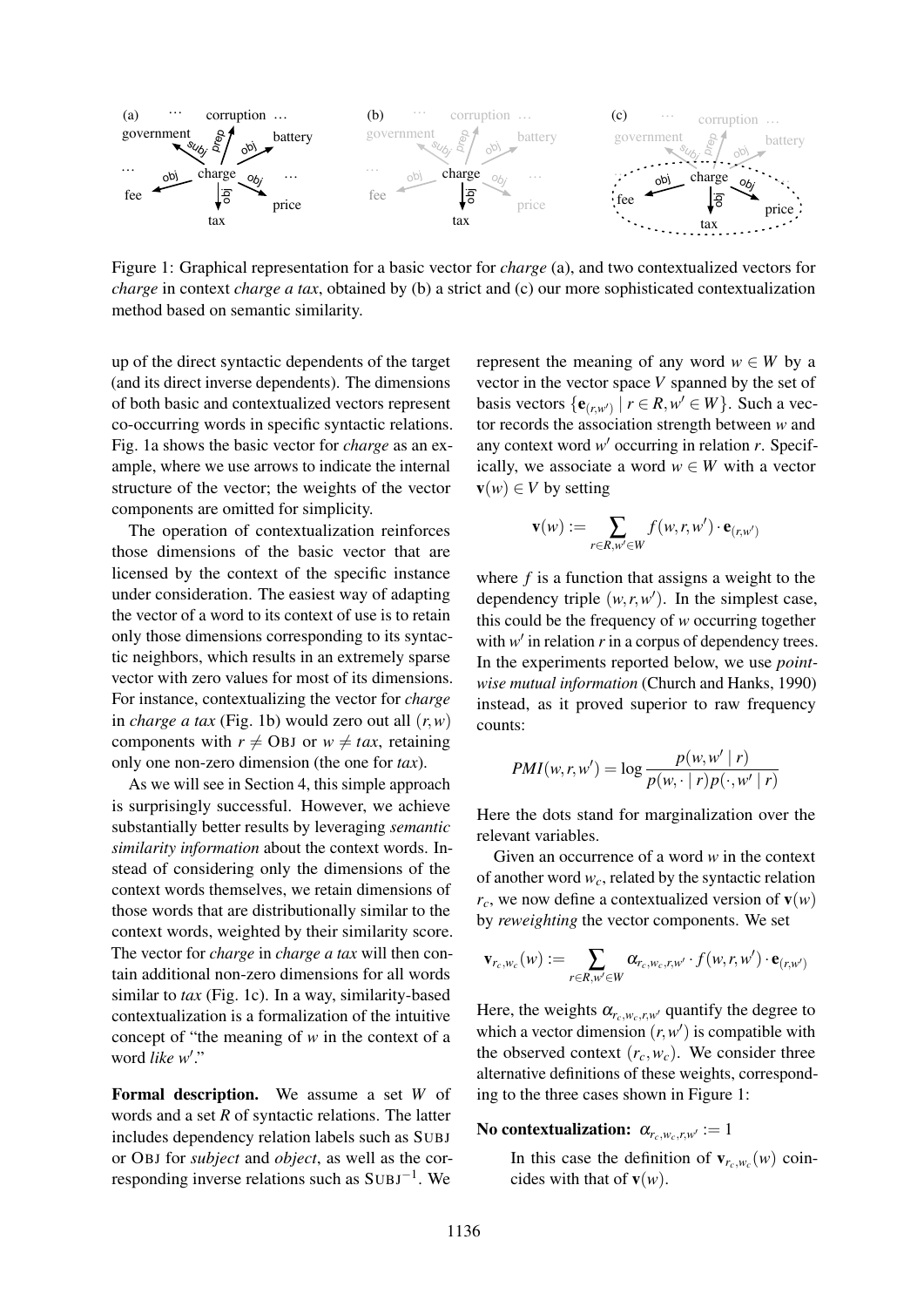Figure 1: Graphical representation for a basic vector for *charge* (a), and two contextualized vectors for *charge* in context *charge a tax*, obtained by (b) a strict and (c) our more sophisticated contextualization method based on semantic similarity.

up of the direct syntactic dependents of the target (and its direct inverse dependents). The dimensions of both basic and contextualized vectors represent co-occurring words in specific syntactic relations. Fig. 1a shows the basic vector for *charge* as an example, where we use arrows to indicate the internal structure of the vector; the weights of the vector components are omitted for simplicity.

The operation of contextualization reinforces those dimensions of the basic vector that are licensed by the context of the specific instance under consideration. The easiest way of adapting the vector of a word to its context of use is to retain only those dimensions corresponding to its syntactic neighbors, which results in an extremely sparse vector with zero values for most of its dimensions. For instance, contextualizing the vector for *charge* in *charge a tax* (Fig. 1b) would zero out all $(r,w)$ components with $r \neq$ OBJ or $w \neq tax$, retaining only one non-zero dimension (the one for *tax*).

As we will see in Section 4, this simple approach is surprisingly successful. However, we achieve substantially better results by leveraging *semantic similarity information* about the context words. Instead of considering only the dimensions of the context words themselves, we retain dimensions of those words that are distributionally similar to the context words, weighted by their similarity score. The vector for *charge* in *charge a tax* will then contain additional non-zero dimensions for all words similar to *tax* (Fig. 1c). In a way, similarity-based contextualization is a formalization of the intuitive concept of "the meaning of $w$ in the context of a word *like* $w'$."

**Formal description.** We assume a set $W$ of words and a set $R$ of syntactic relations. The latter includes dependency relation labels such as SUBJ or OBJ for *subject* and *object*, as well as the corresponding inverse relations such as $\text{SUBJ}^{-1}$. We represent the meaning of any word $w \in W$ by a vector in the vector space $V$ spanned by the set of basis vectors $\{\mathbf{e}_{(r,w')} \mid r \in R, w' \in W\}$. Such a vector records the association strength between $w$ and any context word $w'$ occurring in relation $r$. Specifically, we associate a word $w \in W$ with a vector $\mathbf{v}(w) \in V$ by setting

$$\mathbf{v}(w) := \sum_{r \in R, w' \in W} f(w,r,w') \cdot \mathbf{e}_{(r,w')}$$

where $f$ is a function that assigns a weight to the dependency triple $(w,r,w')$. In the simplest case, this could be the frequency of $w$ occurring together with $w'$ in relation $r$ in a corpus of dependency trees. In the experiments reported below, we use *pointwise mutual information* (Church and Hanks, 1990) instead, as it proved superior to raw frequency counts:

$$PMI(w,r,w') = \log \frac{p(w,w' \mid r)}{p(w,\cdot \mid r)p(\cdot,w' \mid r)}$$

Here the dots stand for marginalization over the relevant variables.

Given an occurrence of a word $w$ in the context of another word $w_c$, related by the syntactic relation $r_c$, we now define a contextualized version of $\mathbf{v}(w)$ by *reweighting* the vector components. We set

$$\mathbf{v}_{r_c,w_c}(w) := \sum_{r \in R, w' \in W} \alpha_{r_c,w_c,r,w'} \cdot f(w,r,w') \cdot \mathbf{e}_{(r,w')}$$

Here, the weights $\alpha_{r_c,w_c,r,w'}$ quantify the degree to which a vector dimension $(r,w')$ is compatible with the observed context $(r_c,w_c)$. We consider three alternative definitions of these weights, corresponding to the three cases shown in Figure 1:

**No contextualization:** $\alpha_{r_c,w_c,r,w'} := 1$

In this case the definition of $\mathbf{v}_{r_c,w_c}(w)$ coincides with that of $\mathbf{v}(w)$.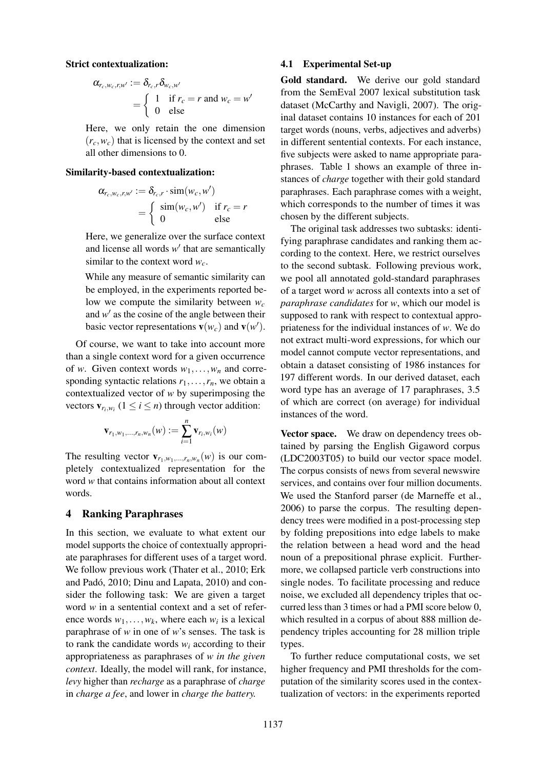**Strict contextualization:**

$$\alpha_{r_c,w_c,r,w'} := \delta_{r_c,r}\delta_{w_c,w'} = \begin{cases} 1 & \text{if } r_c = r \text{ and } w_c = w' \\ 0 & \text{else} \end{cases}$$

Here, we only retain the one dimension $(r_c, w_c)$ that is licensed by the context and set all other dimensions to 0.

**Similarity-based contextualization:**

$$\alpha_{r_c,w_c,r,w'} := \delta_{r_c,r} \cdot \text{sim}(w_c, w') = \begin{cases} \text{sim}(w_c, w') & \text{if } r_c = r \\ 0 & \text{else} \end{cases}$$

Here, we generalize over the surface context and license all words $w'$ that are semantically similar to the context word $w_c$.

While any measure of semantic similarity can be employed, in the experiments reported below we compute the similarity between $w_c$ and $w'$ as the cosine of the angle between their basic vector representations $\mathbf{v}(w_c)$ and $\mathbf{v}(w')$.

Of course, we want to take into account more than a single context word for a given occurrence of $w$. Given context words $w_1, \ldots, w_n$ and corresponding syntactic relations $r_1, \ldots, r_n$, we obtain a contextualized vector of $w$ by superimposing the vectors $\mathbf{v}_{r_i,w_i}$ $(1 \leq i \leq n)$ through vector addition:

$$\mathbf{v}_{r_1,w_1,\ldots,r_n,w_n}(w) := \sum_{i=1}^{n} \mathbf{v}_{r_i,w_i}(w)$$

The resulting vector $\mathbf{v}_{r_1,w_1,\ldots,r_n,w_n}(w)$ is our completely contextualized representation for the word $w$ that contains information about all context words.

## 4 Ranking Paraphrases

In this section, we evaluate to what extent our model supports the choice of contextually appropriate paraphrases for different uses of a target word. We follow previous work (Thater et al., 2010; Erk and Padó, 2010; Dinu and Lapata, 2010) and consider the following task: We are given a target word $w$ in a sentential context and a set of reference words $w_1, \ldots, w_k$, where each $w_i$ is a lexical paraphrase of $w$ in one of $w$'s senses. The task is to rank the candidate words $w_i$ according to their appropriateness as paraphrases of $w$ *in the given context*. Ideally, the model will rank, for instance, *levy* higher than *recharge* as a paraphrase of *charge* in *charge a fee*, and lower in *charge the battery.*

### 4.1 Experimental Set-up

**Gold standard.** We derive our gold standard from the SemEval 2007 lexical substitution task dataset (McCarthy and Navigli, 2007). The original dataset contains 10 instances for each of 201 target words (nouns, verbs, adjectives and adverbs) in different sentential contexts. For each instance, five subjects were asked to name appropriate paraphrases. Table 1 shows an example of three instances of *charge* together with their gold standard paraphrases. Each paraphrase comes with a weight, which corresponds to the number of times it was chosen by the different subjects.

The original task addresses two subtasks: identifying paraphrase candidates and ranking them according to the context. Here, we restrict ourselves to the second subtask. Following previous work, we pool all annotated gold-standard paraphrases of a target word $w$ across all contexts into a set of *paraphrase candidates* for $w$, which our model is supposed to rank with respect to contextual appropriateness for the individual instances of $w$. We do not extract multi-word expressions, for which our model cannot compute vector representations, and obtain a dataset consisting of 1986 instances for 197 different words. In our derived dataset, each word type has an average of 17 paraphrases, 3.5 of which are correct (on average) for individual instances of the word.

**Vector space.** We draw on dependency trees obtained by parsing the English Gigaword corpus (LDC2003T05) to build our vector space model. The corpus consists of news from several newswire services, and contains over four million documents. We used the Stanford parser (de Marneffe et al., 2006) to parse the corpus. The resulting dependency trees were modified in a post-processing step by folding prepositions into edge labels to make the relation between a head word and the head noun of a prepositional phrase explicit. Furthermore, we collapsed particle verb constructions into single nodes. To facilitate processing and reduce noise, we excluded all dependency triples that occurred less than 3 times or had a PMI score below 0, which resulted in a corpus of about 888 million dependency triples accounting for 28 million triple types.

To further reduce computational costs, we set higher frequency and PMI thresholds for the computation of the similarity scores used in the contextualization of vectors: in the experiments reported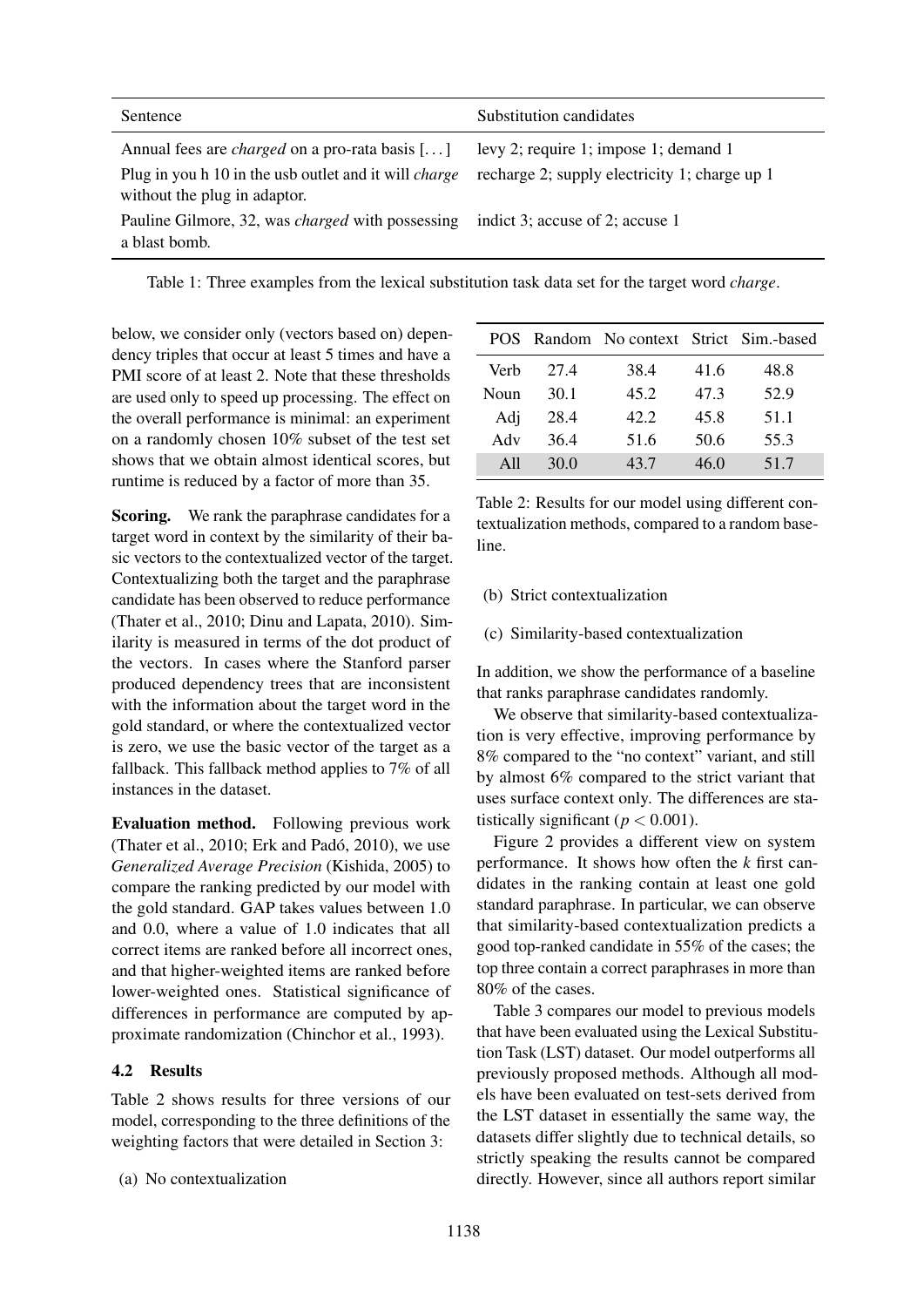| Sentence | Substitution candidates |
|---|---|
| Annual fees are *charged* on a pro-rata basis [...] | levy 2; require 1; impose 1; demand 1 |
| Plug in you h 10 in the usb outlet and it will *charge* without the plug in adaptor. | recharge 2; supply electricity 1; charge up 1 |
| Pauline Gilmore, 32, was *charged* with possessing a blast bomb. | indict 3; accuse of 2; accuse 1 |

Table 1: Three examples from the lexical substitution task data set for the target word *charge*.

below, we consider only (vectors based on) dependency triples that occur at least 5 times and have a PMI score of at least 2. Note that these thresholds are used only to speed up processing. The effect on the overall performance is minimal: an experiment on a randomly chosen 10% subset of the test set shows that we obtain almost identical scores, but runtime is reduced by a factor of more than 35.

**Scoring.** We rank the paraphrase candidates for a target word in context by the similarity of their basic vectors to the contextualized vector of the target. Contextualizing both the target and the paraphrase candidate has been observed to reduce performance (Thater et al., 2010; Dinu and Lapata, 2010). Similarity is measured in terms of the dot product of the vectors. In cases where the Stanford parser produced dependency trees that are inconsistent with the information about the target word in the gold standard, or where the contextualized vector is zero, we use the basic vector of the target as a fallback. This fallback method applies to 7% of all instances in the dataset.

**Evaluation method.** Following previous work (Thater et al., 2010; Erk and Padó, 2010), we use *Generalized Average Precision* (Kishida, 2005) to compare the ranking predicted by our model with the gold standard. GAP takes values between 1.0 and 0.0, where a value of 1.0 indicates that all correct items are ranked before all incorrect ones, and that higher-weighted items are ranked before lower-weighted ones. Statistical significance of differences in performance are computed by approximate randomization (Chinchor et al., 1993).

### 4.2 Results

Table 2 shows results for three versions of our model, corresponding to the three definitions of the weighting factors that were detailed in Section 3:

(a) No contextualization

| POS | Random | No context | Strict | Sim.-based |
|---|---|---|---|---|
| Verb | 27.4 | 38.4 | 41.6 | 48.8 |
| Noun | 30.1 | 45.2 | 47.3 | 52.9 |
| Adj | 28.4 | 42.2 | 45.8 | 51.1 |
| Adv | 36.4 | 51.6 | 50.6 | 55.3 |
| All | 30.0 | 43.7 | 46.0 | 51.7 |

Table 2: Results for our model using different contextualization methods, compared to a random baseline.

(b) Strict contextualization

(c) Similarity-based contextualization

In addition, we show the performance of a baseline that ranks paraphrase candidates randomly.

We observe that similarity-based contextualization is very effective, improving performance by 8% compared to the "no context" variant, and still by almost 6% compared to the strict variant that uses surface context only. The differences are statistically significant ($p < 0.001$).

Figure 2 provides a different view on system performance. It shows how often the $k$ first candidates in the ranking contain at least one gold standard paraphrase. In particular, we can observe that similarity-based contextualization predicts a good top-ranked candidate in 55% of the cases; the top three contain a correct paraphrases in more than 80% of the cases.

Table 3 compares our model to previous models that have been evaluated using the Lexical Substitution Task (LST) dataset. Our model outperforms all previously proposed methods. Although all models have been evaluated on test-sets derived from the LST dataset in essentially the same way, the datasets differ slightly due to technical details, so strictly speaking the results cannot be compared directly. However, since all authors report similar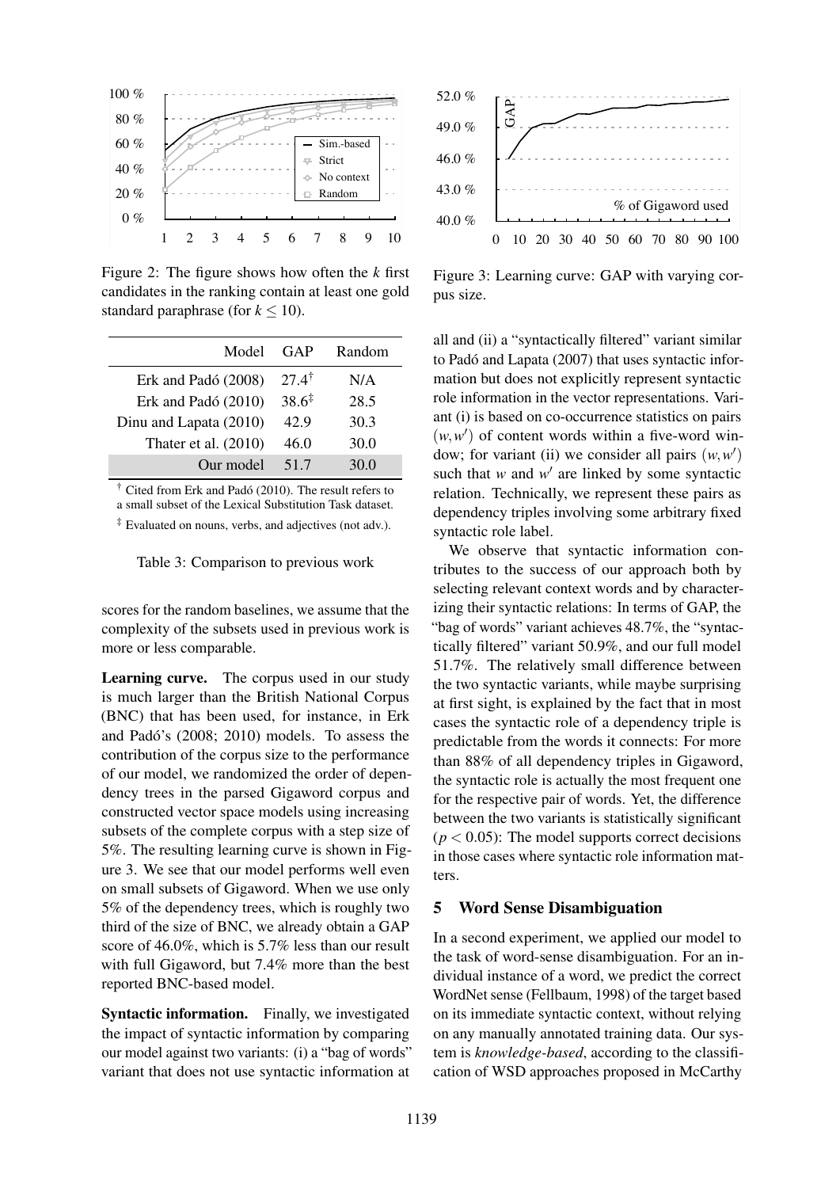Figure 2: The figure shows how often the $k$ first candidates in the ranking contain at least one gold standard paraphrase (for $k \leq 10$).

Figure 3: Learning curve: GAP with varying corpus size.

| Model | GAP | Random |
|---|---|---|
| Erk and Padó (2008) | 27.4[†] | N/A |
| Erk and Padó (2010) | 38.6[‡] | 28.5 |
| Dinu and Lapata (2010) | 42.9 | 30.3 |
| Thater et al. (2010) | 46.0 | 30.0 |
| Our model | 51.7 | 30.0 |

[†] Cited from Erk and Padó (2010). The result refers to a small subset of the Lexical Substitution Task dataset.

[‡] Evaluated on nouns, verbs, and adjectives (not adv.).

Table 3: Comparison to previous work

scores for the random baselines, we assume that the complexity of the subsets used in previous work is more or less comparable.

**Learning curve.** The corpus used in our study is much larger than the British National Corpus (BNC) that has been used, for instance, in Erk and Padó's (2008; 2010) models. To assess the contribution of the corpus size to the performance of our model, we randomized the order of dependency trees in the parsed Gigaword corpus and constructed vector space models using increasing subsets of the complete corpus with a step size of 5%. The resulting learning curve is shown in Figure 3. We see that our model performs well even on small subsets of Gigaword. When we use only 5% of the dependency trees, which is roughly two third of the size of BNC, we already obtain a GAP score of 46.0%, which is 5.7% less than our result with full Gigaword, but 7.4% more than the best reported BNC-based model.

**Syntactic information.** Finally, we investigated the impact of syntactic information by comparing our model against two variants: (i) a "bag of words" variant that does not use syntactic information at all and (ii) a "syntactically filtered" variant similar to Padó and Lapata (2007) that uses syntactic information but does not explicitly represent syntactic role information in the vector representations. Variant (i) is based on co-occurrence statistics on pairs $(w, w')$ of content words within a five-word window; for variant (ii) we consider all pairs $(w, w')$ such that $w$ and $w'$ are linked by some syntactic relation. Technically, we represent these pairs as dependency triples involving some arbitrary fixed syntactic role label.

We observe that syntactic information contributes to the success of our approach both by selecting relevant context words and by characterizing their syntactic relations: In terms of GAP, the "bag of words" variant achieves 48.7%, the "syntactically filtered" variant 50.9%, and our full model 51.7%. The relatively small difference between the two syntactic variants, while maybe surprising at first sight, is explained by the fact that in most cases the syntactic role of a dependency triple is predictable from the words it connects: For more than 88% of all dependency triples in Gigaword, the syntactic role is actually the most frequent one for the respective pair of words. Yet, the difference between the two variants is statistically significant ($p < 0.05$): The model supports correct decisions in those cases where syntactic role information matters.

## 5 Word Sense Disambiguation

In a second experiment, we applied our model to the task of word-sense disambiguation. For an individual instance of a word, we predict the correct WordNet sense (Fellbaum, 1998) of the target based on its immediate syntactic context, without relying on any manually annotated training data. Our system is *knowledge-based*, according to the classification of WSD approaches proposed in McCarthy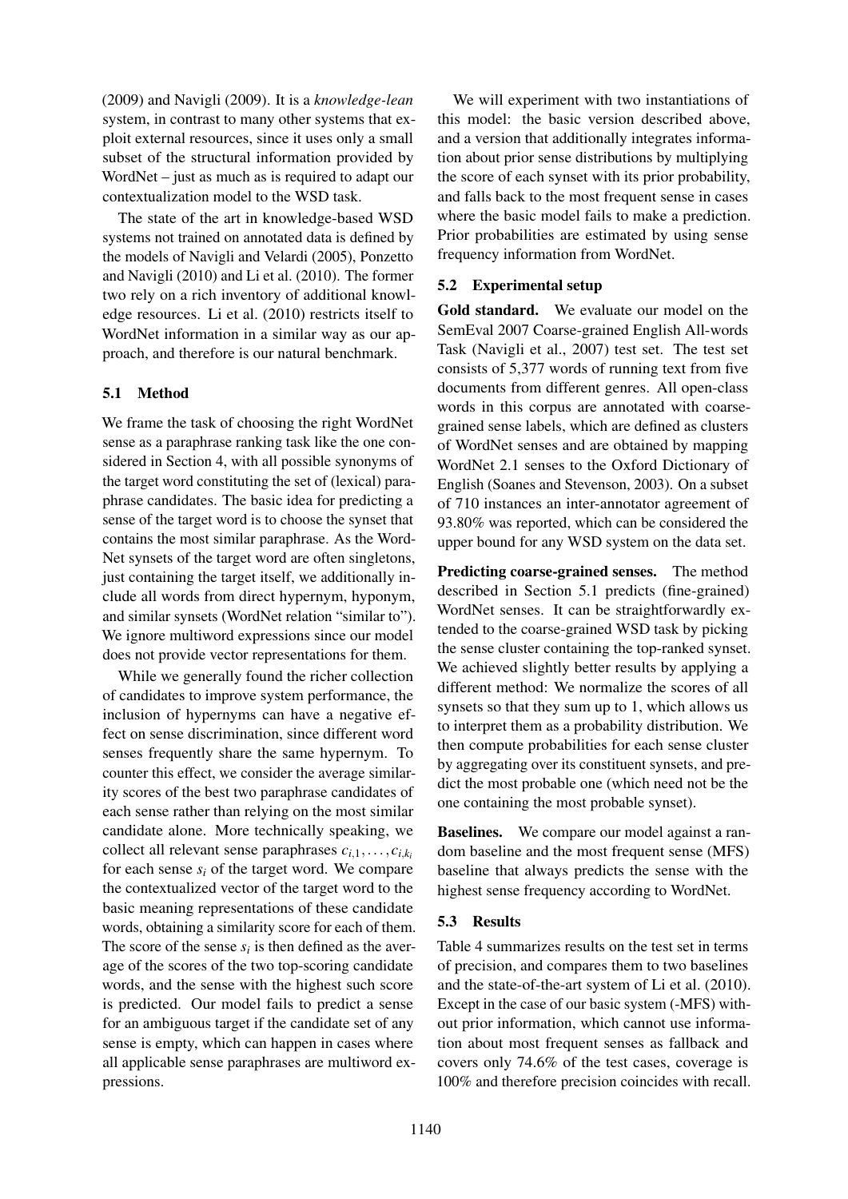(2009) and Navigli (2009). It is a *knowledge-lean* system, in contrast to many other systems that exploit external resources, since it uses only a small subset of the structural information provided by WordNet – just as much as is required to adapt our contextualization model to the WSD task.

The state of the art in knowledge-based WSD systems not trained on annotated data is defined by the models of Navigli and Velardi (2005), Ponzetto and Navigli (2010) and Li et al. (2010). The former two rely on a rich inventory of additional knowledge resources. Li et al. (2010) restricts itself to WordNet information in a similar way as our approach, and therefore is our natural benchmark.

### 5.1 Method

We frame the task of choosing the right WordNet sense as a paraphrase ranking task like the one considered in Section 4, with all possible synonyms of the target word constituting the set of (lexical) paraphrase candidates. The basic idea for predicting a sense of the target word is to choose the synset that contains the most similar paraphrase. As the WordNet synsets of the target word are often singletons, just containing the target itself, we additionally include all words from direct hypernym, hyponym, and similar synsets (WordNet relation "similar to"). We ignore multiword expressions since our model does not provide vector representations for them.

While we generally found the richer collection of candidates to improve system performance, the inclusion of hypernyms can have a negative effect on sense discrimination, since different word senses frequently share the same hypernym. To counter this effect, we consider the average similarity scores of the best two paraphrase candidates of each sense rather than relying on the most similar candidate alone. More technically speaking, we collect all relevant sense paraphrases $c_{i,1}, \ldots, c_{i,k_i}$ for each sense $s_i$ of the target word. We compare the contextualized vector of the target word to the basic meaning representations of these candidate words, obtaining a similarity score for each of them. The score of the sense $s_i$ is then defined as the average of the scores of the two top-scoring candidate words, and the sense with the highest such score is predicted. Our model fails to predict a sense for an ambiguous target if the candidate set of any sense is empty, which can happen in cases where all applicable sense paraphrases are multiword expressions.

We will experiment with two instantiations of this model: the basic version described above, and a version that additionally integrates information about prior sense distributions by multiplying the score of each synset with its prior probability, and falls back to the most frequent sense in cases where the basic model fails to make a prediction. Prior probabilities are estimated by using sense frequency information from WordNet.

### 5.2 Experimental setup

**Gold standard.** We evaluate our model on the SemEval 2007 Coarse-grained English All-words Task (Navigli et al., 2007) test set. The test set consists of 5,377 words of running text from five documents from different genres. All open-class words in this corpus are annotated with coarse-grained sense labels, which are defined as clusters of WordNet senses and are obtained by mapping WordNet 2.1 senses to the Oxford Dictionary of English (Soanes and Stevenson, 2003). On a subset of 710 instances an inter-annotator agreement of 93.80% was reported, which can be considered the upper bound for any WSD system on the data set.

**Predicting coarse-grained senses.** The method described in Section 5.1 predicts (fine-grained) WordNet senses. It can be straightforwardly extended to the coarse-grained WSD task by picking the sense cluster containing the top-ranked synset. We achieved slightly better results by applying a different method: We normalize the scores of all synsets so that they sum up to 1, which allows us to interpret them as a probability distribution. We then compute probabilities for each sense cluster by aggregating over its constituent synsets, and predict the most probable one (which need not be the one containing the most probable synset).

**Baselines.** We compare our model against a random baseline and the most frequent sense (MFS) baseline that always predicts the sense with the highest sense frequency according to WordNet.

### 5.3 Results

Table 4 summarizes results on the test set in terms of precision, and compares them to two baselines and the state-of-the-art system of Li et al. (2010). Except in the case of our basic system (-MFS) without prior information, which cannot use information about most frequent senses as fallback and covers only 74.6% of the test cases, coverage is 100% and therefore precision coincides with recall.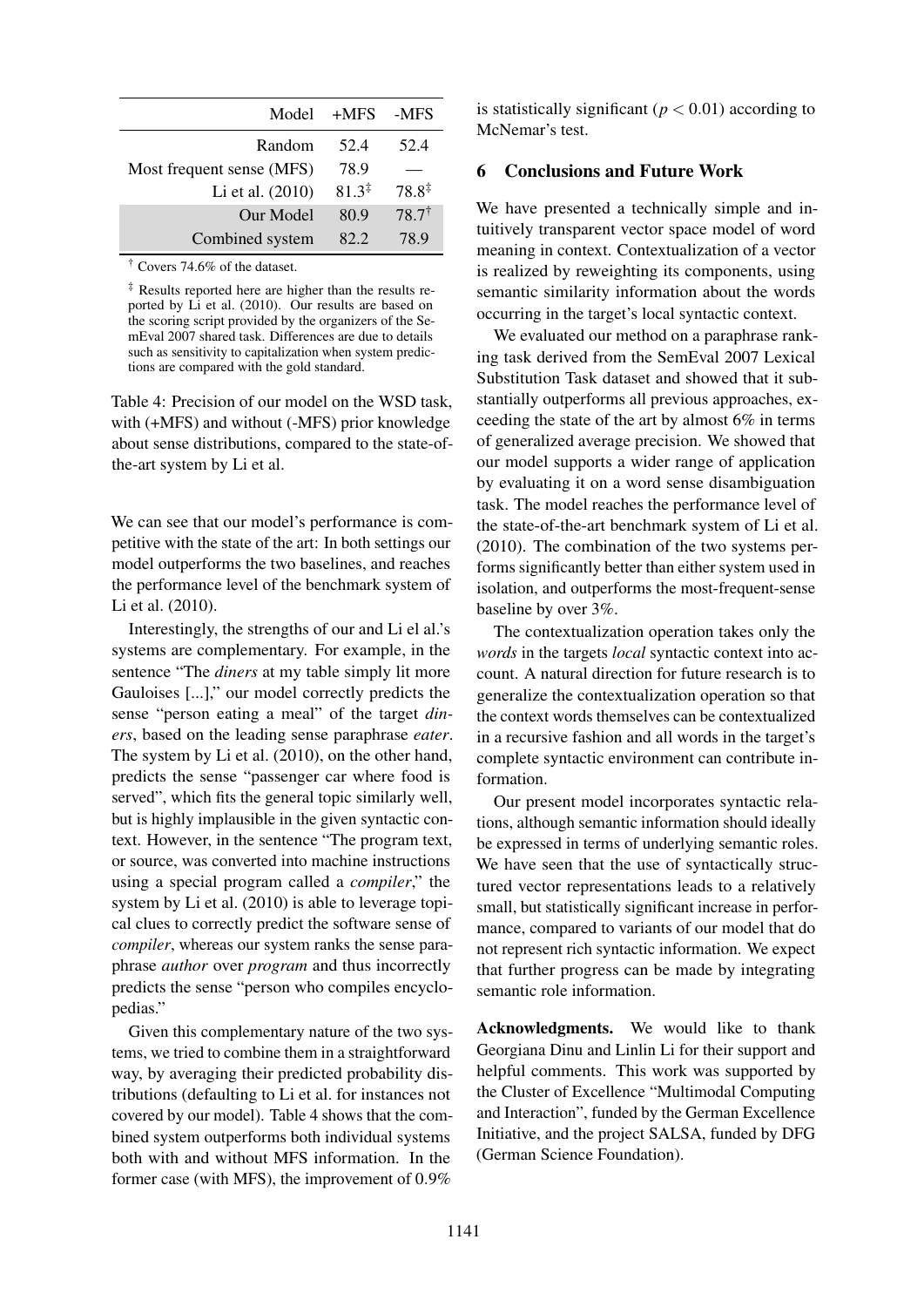| Model | +MFS | -MFS |
|---|---|---|
| Random | 52.4 | 52.4 |
| Most frequent sense (MFS) | 78.9 | — |
| Li et al. (2010) | 81.3[‡] | 78.8[‡] |
| Our Model | 80.9 | 78.7[†] |
| Combined system | 82.2 | 78.9 |

[†] Covers 74.6% of the dataset.

[‡] Results reported here are higher than the results reported by Li et al. (2010). Our results are based on the scoring script provided by the organizers of the SemEval 2007 shared task. Differences are due to details such as sensitivity to capitalization when system predictions are compared with the gold standard.

Table 4: Precision of our model on the WSD task, with (+MFS) and without (-MFS) prior knowledge about sense distributions, compared to the state-of-the-art system by Li et al.

We can see that our model's performance is competitive with the state of the art: In both settings our model outperforms the two baselines, and reaches the performance level of the benchmark system of Li et al. (2010).

Interestingly, the strengths of our and Li el al.'s systems are complementary. For example, in the sentence "The *diners* at my table simply lit more Gauloises [...]," our model correctly predicts the sense "person eating a meal" of the target *diners*, based on the leading sense paraphrase *eater*. The system by Li et al. (2010), on the other hand, predicts the sense "passenger car where food is served", which fits the general topic similarly well, but is highly implausible in the given syntactic context. However, in the sentence "The program text, or source, was converted into machine instructions using a special program called a *compiler*," the system by Li et al. (2010) is able to leverage topical clues to correctly predict the software sense of *compiler*, whereas our system ranks the sense paraphrase *author* over *program* and thus incorrectly predicts the sense "person who compiles encyclopedias."

Given this complementary nature of the two systems, we tried to combine them in a straightforward way, by averaging their predicted probability distributions (defaulting to Li et al. for instances not covered by our model). Table 4 shows that the combined system outperforms both individual systems both with and without MFS information. In the former case (with MFS), the improvement of 0.9% is statistically significant ($p < 0.01$) according to McNemar's test.

## 6 Conclusions and Future Work

We have presented a technically simple and intuitively transparent vector space model of word meaning in context. Contextualization of a vector is realized by reweighting its components, using semantic similarity information about the words occurring in the target's local syntactic context.

We evaluated our method on a paraphrase ranking task derived from the SemEval 2007 Lexical Substitution Task dataset and showed that it substantially outperforms all previous approaches, exceeding the state of the art by almost 6% in terms of generalized average precision. We showed that our model supports a wider range of application by evaluating it on a word sense disambiguation task. The model reaches the performance level of the state-of-the-art benchmark system of Li et al. (2010). The combination of the two systems performs significantly better than either system used in isolation, and outperforms the most-frequent-sense baseline by over 3%.

The contextualization operation takes only the *words* in the targets *local* syntactic context into account. A natural direction for future research is to generalize the contextualization operation so that the context words themselves can be contextualized in a recursive fashion and all words in the target's complete syntactic environment can contribute information.

Our present model incorporates syntactic relations, although semantic information should ideally be expressed in terms of underlying semantic roles. We have seen that the use of syntactically structured vector representations leads to a relatively small, but statistically significant increase in performance, compared to variants of our model that do not represent rich syntactic information. We expect that further progress can be made by integrating semantic role information.

**Acknowledgments.** We would like to thank Georgiana Dinu and Linlin Li for their support and helpful comments. This work was supported by the Cluster of Excellence "Multimodal Computing and Interaction", funded by the German Excellence Initiative, and the project SALSA, funded by DFG (German Science Foundation).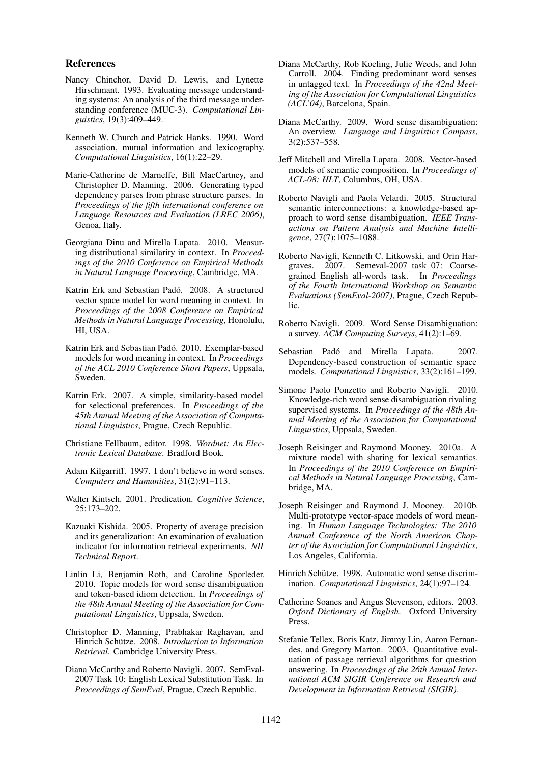## References

Nancy Chinchor, David D. Lewis, and Lynette Hirschmant. 1993. Evaluating message understanding systems: An analysis of the third message understanding conference (MUC-3). *Computational Linguistics*, 19(3):409–449.

Kenneth W. Church and Patrick Hanks. 1990. Word association, mutual information and lexicography. *Computational Linguistics*, 16(1):22–29.

Marie-Catherine de Marneffe, Bill MacCartney, and Christopher D. Manning. 2006. Generating typed dependency parses from phrase structure parses. In *Proceedings of the fifth international conference on Language Resources and Evaluation (LREC 2006)*, Genoa, Italy.

Georgiana Dinu and Mirella Lapata. 2010. Measuring distributional similarity in context. In *Proceedings of the 2010 Conference on Empirical Methods in Natural Language Processing*, Cambridge, MA.

Katrin Erk and Sebastian Padó. 2008. A structured vector space model for word meaning in context. In *Proceedings of the 2008 Conference on Empirical Methods in Natural Language Processing*, Honolulu, HI, USA.

Katrin Erk and Sebastian Padó. 2010. Exemplar-based models for word meaning in context. In *Proceedings of the ACL 2010 Conference Short Papers*, Uppsala, Sweden.

Katrin Erk. 2007. A simple, similarity-based model for selectional preferences. In *Proceedings of the 45th Annual Meeting of the Association of Computational Linguistics*, Prague, Czech Republic.

Christiane Fellbaum, editor. 1998. *Wordnet: An Electronic Lexical Database*. Bradford Book.

Adam Kilgarriff. 1997. I don't believe in word senses. *Computers and Humanities*, 31(2):91–113.

Walter Kintsch. 2001. Predication. *Cognitive Science*, 25:173–202.

Kazuaki Kishida. 2005. Property of average precision and its generalization: An examination of evaluation indicator for information retrieval experiments. *NII Technical Report*.

Linlin Li, Benjamin Roth, and Caroline Sporleder. 2010. Topic models for word sense disambiguation and token-based idiom detection. In *Proceedings of the 48th Annual Meeting of the Association for Computational Linguistics*, Uppsala, Sweden.

Christopher D. Manning, Prabhakar Raghavan, and Hinrich Schütze. 2008. *Introduction to Information Retrieval*. Cambridge University Press.

Diana McCarthy and Roberto Navigli. 2007. SemEval-2007 Task 10: English Lexical Substitution Task. In *Proceedings of SemEval*, Prague, Czech Republic.

Diana McCarthy, Rob Koeling, Julie Weeds, and John Carroll. 2004. Finding predominant word senses in untagged text. In *Proceedings of the 42nd Meeting of the Association for Computational Linguistics (ACL'04)*, Barcelona, Spain.

Diana McCarthy. 2009. Word sense disambiguation: An overview. *Language and Linguistics Compass*, 3(2):537–558.

Jeff Mitchell and Mirella Lapata. 2008. Vector-based models of semantic composition. In *Proceedings of ACL-08: HLT*, Columbus, OH, USA.

Roberto Navigli and Paola Velardi. 2005. Structural semantic interconnections: a knowledge-based approach to word sense disambiguation. *IEEE Transactions on Pattern Analysis and Machine Intelligence*, 27(7):1075–1088.

Roberto Navigli, Kenneth C. Litkowski, and Orin Hargraves. 2007. Semeval-2007 task 07: Coarse-grained English all-words task. In *Proceedings of the Fourth International Workshop on Semantic Evaluations (SemEval-2007)*, Prague, Czech Republic.

Roberto Navigli. 2009. Word Sense Disambiguation: a survey. *ACM Computing Surveys*, 41(2):1–69.

Sebastian Padó and Mirella Lapata. 2007. Dependency-based construction of semantic space models. *Computational Linguistics*, 33(2):161–199.

Simone Paolo Ponzetto and Roberto Navigli. 2010. Knowledge-rich word sense disambiguation rivaling supervised systems. In *Proceedings of the 48th Annual Meeting of the Association for Computational Linguistics*, Uppsala, Sweden.

Joseph Reisinger and Raymond Mooney. 2010a. A mixture model with sharing for lexical semantics. In *Proceedings of the 2010 Conference on Empirical Methods in Natural Language Processing*, Cambridge, MA.

Joseph Reisinger and Raymond J. Mooney. 2010b. Multi-prototype vector-space models of word meaning. In *Human Language Technologies: The 2010 Annual Conference of the North American Chapter of the Association for Computational Linguistics*, Los Angeles, California.

Hinrich Schütze. 1998. Automatic word sense discrimination. *Computational Linguistics*, 24(1):97–124.

Catherine Soanes and Angus Stevenson, editors. 2003. *Oxford Dictionary of English*. Oxford University Press.

Stefanie Tellex, Boris Katz, Jimmy Lin, Aaron Fernandes, and Gregory Marton. 2003. Quantitative evaluation of passage retrieval algorithms for question answering. In *Proceedings of the 26th Annual International ACM SIGIR Conference on Research and Development in Information Retrieval (SIGIR)*.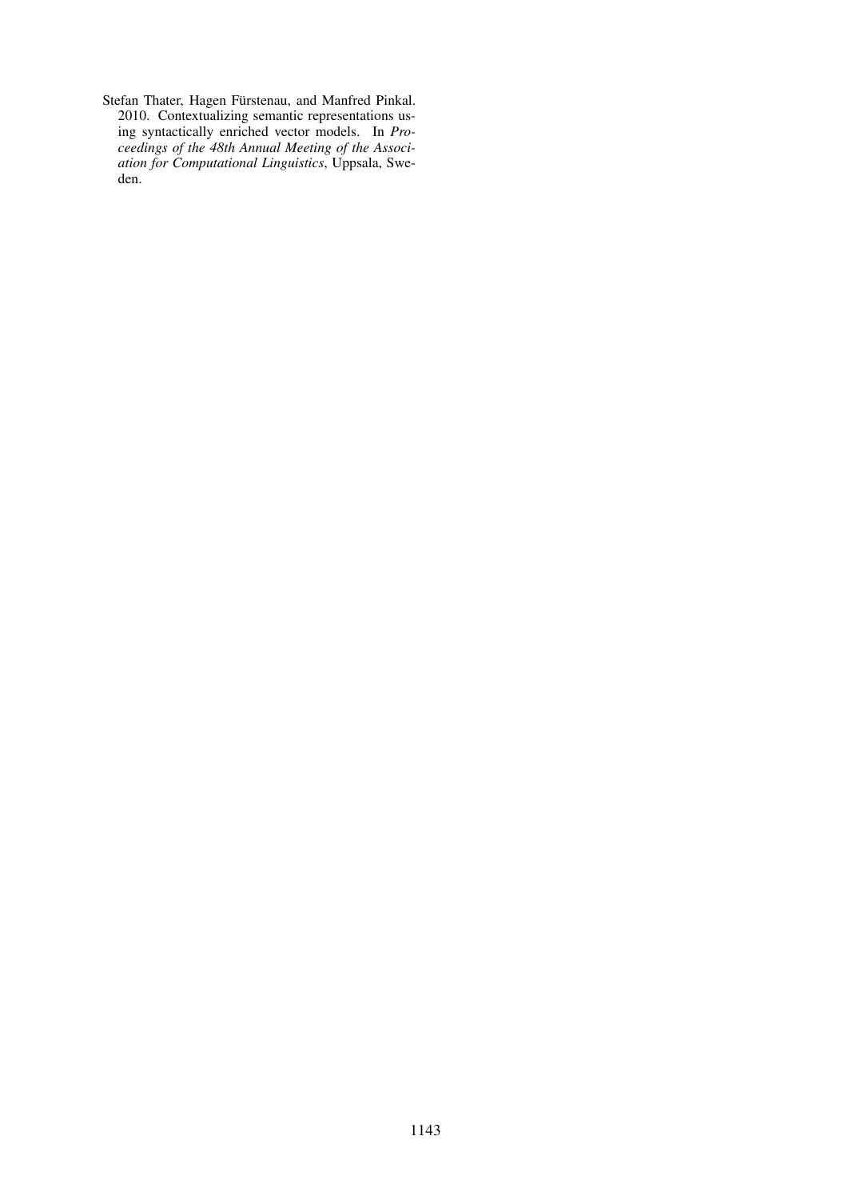Stefan Thater, Hagen Fürstenau, and Manfred Pinkal. 2010. Contextualizing semantic representations using syntactically enriched vector models. In *Proceedings of the 48th Annual Meeting of the Association for Computational Linguistics*, Uppsala, Sweden.